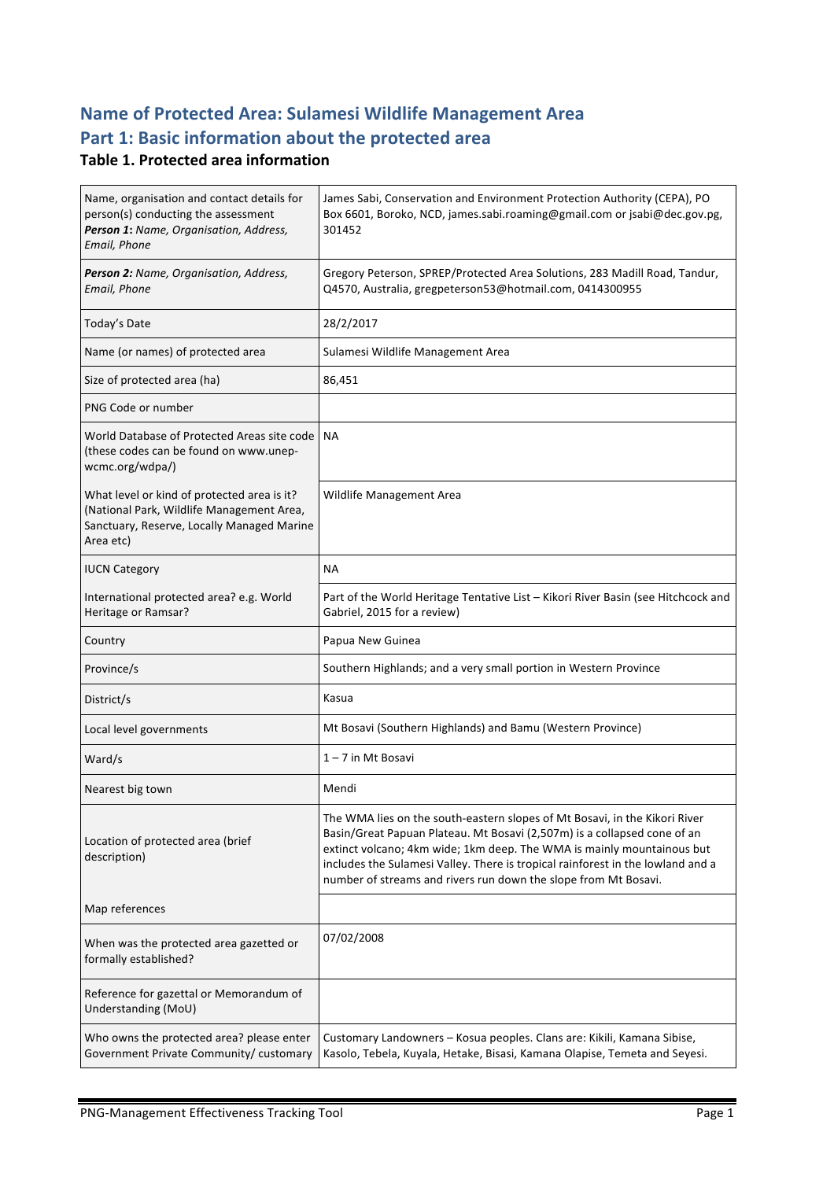# Name of Protected Area: Sulamesi Wildlife Management Area

## Part 1: Basic information about the protected area

### Table 1. Protected area information

| | |
|---|---|
| Name, organisation and contact details for person(s) conducting the assessment **Person 1:** *Name, Organisation, Address, Email, Phone* | James Sabi, Conservation and Environment Protection Authority (CEPA), PO Box 6601, Boroko, NCD, james.sabi.roaming@gmail.com or jsabi@dec.gov.pg, 301452 |
| ***Person 2:*** *Name, Organisation, Address, Email, Phone* | Gregory Peterson, SPREP/Protected Area Solutions, 283 Madill Road, Tandur, Q4570, Australia, gregpeterson53@hotmail.com, 0414300955 |
| Today's Date | 28/2/2017 |
| Name (or names) of protected area | Sulamesi Wildlife Management Area |
| Size of protected area (ha) | 86,451 |
| PNG Code or number | |
| World Database of Protected Areas site code (these codes can be found on www.unep-wcmc.org/wdpa/) | NA |
| What level or kind of protected area is it? (National Park, Wildlife Management Area, Sanctuary, Reserve, Locally Managed Marine Area etc) | Wildlife Management Area |
| IUCN Category | NA |
| International protected area? e.g. World Heritage or Ramsar? | Part of the World Heritage Tentative List – Kikori River Basin (see Hitchcock and Gabriel, 2015 for a review) |
| Country | Papua New Guinea |
| Province/s | Southern Highlands; and a very small portion in Western Province |
| District/s | Kasua |
| Local level governments | Mt Bosavi (Southern Highlands) and Bamu (Western Province) |
| Ward/s | 1 – 7 in Mt Bosavi |
| Nearest big town | Mendi |
| Location of protected area (brief description) | The WMA lies on the south-eastern slopes of Mt Bosavi, in the Kikori River Basin/Great Papuan Plateau. Mt Bosavi (2,507m) is a collapsed cone of an extinct volcano; 4km wide; 1km deep. The WMA is mainly mountainous but includes the Sulamesi Valley. There is tropical rainforest in the lowland and a number of streams and rivers run down the slope from Mt Bosavi. |
| Map references | |
| When was the protected area gazetted or formally established? | 07/02/2008 |
| Reference for gazettal or Memorandum of Understanding (MoU) | |
| Who owns the protected area? please enter Government Private Community/ customary | Customary Landowners – Kosua peoples. Clans are: Kikili, Kamana Sibise, Kasolo, Tebela, Kuyala, Hetake, Bisasi, Kamana Olapise, Temeta and Seyesi. |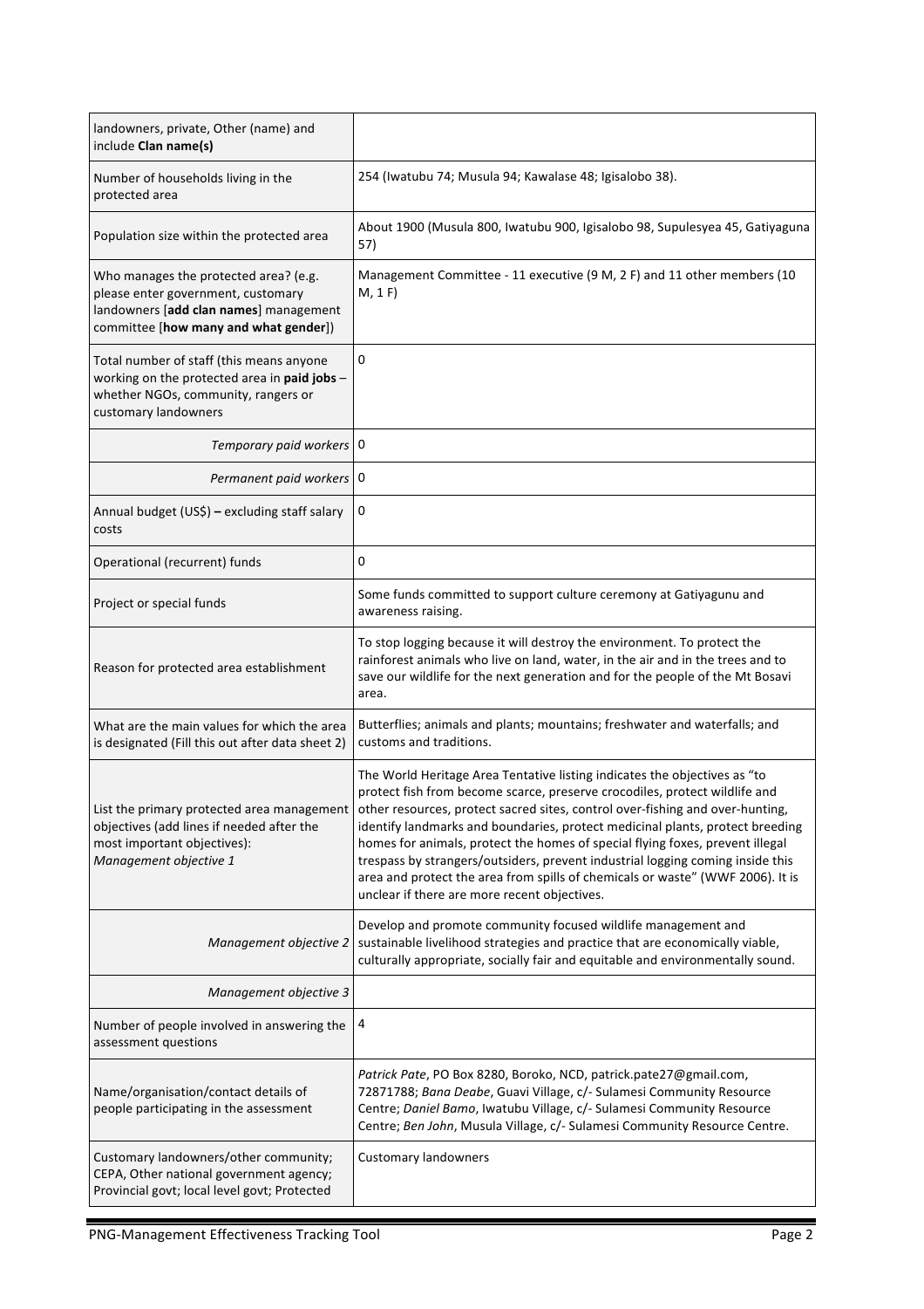| | |
|---|---|
| landowners, private, Other (name) and include **Clan name(s)** | |
| Number of households living in the protected area | 254 (Iwatubu 74; Musula 94; Kawalase 48; Igisalobo 38). |
| Population size within the protected area | About 1900 (Musula 800, Iwatubu 900, Igisalobo 98, Supulesyea 45, Gatiyaguna 57) |
| Who manages the protected area? (e.g. please enter government, customary landowners [**add clan names**] management committee [**how many and what gender**]) | Management Committee - 11 executive (9 M, 2 F) and 11 other members (10 M, 1 F) |
| Total number of staff (this means anyone working on the protected area in **paid jobs** – whether NGOs, community, rangers or customary landowners | 0 |
| *Temporary paid workers* | 0 |
| *Permanent paid workers* | 0 |
| Annual budget (US$) **–** excluding staff salary costs | 0 |
| Operational (recurrent) funds | 0 |
| Project or special funds | Some funds committed to support culture ceremony at Gatiyagunu and awareness raising. |
| Reason for protected area establishment | To stop logging because it will destroy the environment. To protect the rainforest animals who live on land, water, in the air and in the trees and to save our wildlife for the next generation and for the people of the Mt Bosavi area. |
| What are the main values for which the area is designated (Fill this out after data sheet 2) | Butterflies; animals and plants; mountains; freshwater and waterfalls; and customs and traditions. |
| List the primary protected area management objectives (add lines if needed after the most important objectives): *Management objective 1* | The World Heritage Area Tentative listing indicates the objectives as "to protect fish from become scarce, preserve crocodiles, protect wildlife and other resources, protect sacred sites, control over-fishing and over-hunting, identify landmarks and boundaries, protect medicinal plants, protect breeding homes for animals, protect the homes of special flying foxes, prevent illegal trespass by strangers/outsiders, prevent industrial logging coming inside this area and protect the area from spills of chemicals or waste" (WWF 2006). It is unclear if there are more recent objectives. |
| *Management objective 2* | Develop and promote community focused wildlife management and sustainable livelihood strategies and practice that are economically viable, culturally appropriate, socially fair and equitable and environmentally sound. |
| *Management objective 3* | |
| Number of people involved in answering the assessment questions | 4 |
| Name/organisation/contact details of people participating in the assessment | *Patrick Pate*, PO Box 8280, Boroko, NCD, patrick.pate27@gmail.com, 72871788; *Bana Deabe*, Guavi Village, c/- Sulamesi Community Resource Centre; *Daniel Bamo*, Iwatubu Village, c/- Sulamesi Community Resource Centre; *Ben John*, Musula Village, c/- Sulamesi Community Resource Centre. |
| Customary landowners/other community; CEPA, Other national government agency; Provincial govt; local level govt; Protected | Customary landowners |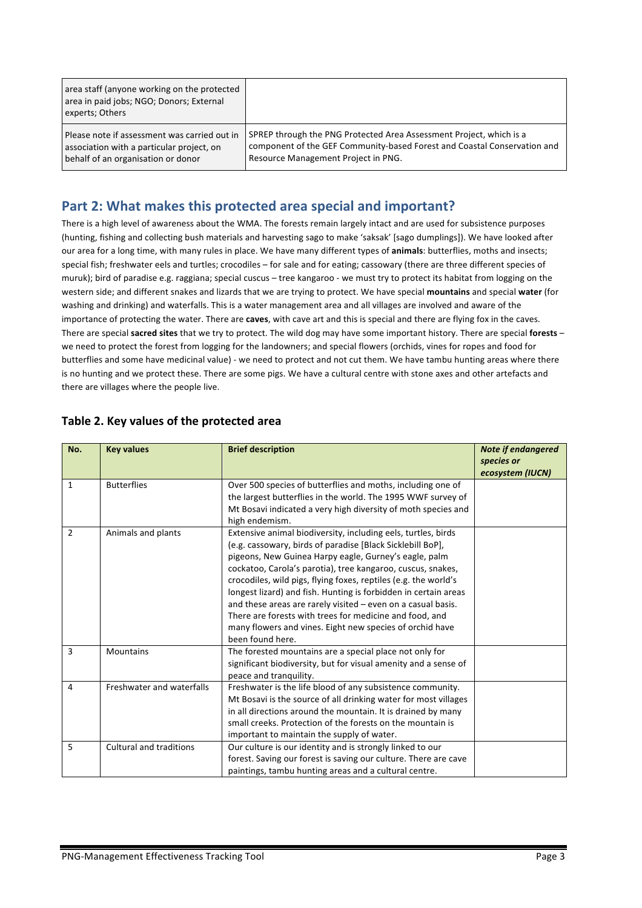| | |
|---|---|
| area staff (anyone working on the protected area in paid jobs; NGO; Donors; External experts; Others | |
| Please note if assessment was carried out in association with a particular project, on behalf of an organisation or donor | SPREP through the PNG Protected Area Assessment Project, which is a component of the GEF Community-based Forest and Coastal Conservation and Resource Management Project in PNG. |

## Part 2: What makes this protected area special and important?

There is a high level of awareness about the WMA. The forests remain largely intact and are used for subsistence purposes (hunting, fishing and collecting bush materials and harvesting sago to make 'saksak' [sago dumplings]). We have looked after our area for a long time, with many rules in place. We have many different types of **animals**: butterflies, moths and insects; special fish; freshwater eels and turtles; crocodiles – for sale and for eating; cassowary (there are three different species of muruk); bird of paradise e.g. raggiana; special cuscus – tree kangaroo - we must try to protect its habitat from logging on the western side; and different snakes and lizards that we are trying to protect. We have special **mountains** and special **water** (for washing and drinking) and waterfalls. This is a water management area and all villages are involved and aware of the importance of protecting the water. There are **caves**, with cave art and this is special and there are flying fox in the caves. There are special **sacred sites** that we try to protect. The wild dog may have some important history. There are special **forests** – we need to protect the forest from logging for the landowners; and special flowers (orchids, vines for ropes and food for butterflies and some have medicinal value) - we need to protect and not cut them. We have tambu hunting areas where there is no hunting and we protect these. There are some pigs. We have a cultural centre with stone axes and other artefacts and there are villages where the people live.

### Table 2. Key values of the protected area

| No. | Key values | Brief description | *Note if endangered species or ecosystem (IUCN)* |
|---|---|---|---|
| 1 | Butterflies | Over 500 species of butterflies and moths, including one of the largest butterflies in the world. The 1995 WWF survey of Mt Bosavi indicated a very high diversity of moth species and high endemism. | |
| 2 | Animals and plants | Extensive animal biodiversity, including eels, turtles, birds (e.g. cassowary, birds of paradise [Black Sicklebill BoP], pigeons, New Guinea Harpy eagle, Gurney's eagle, palm cockatoo, Carola's parotia), tree kangaroo, cuscus, snakes, crocodiles, wild pigs, flying foxes, reptiles (e.g. the world's longest lizard) and fish. Hunting is forbidden in certain areas and these areas are rarely visited – even on a casual basis. There are forests with trees for medicine and food, and many flowers and vines. Eight new species of orchid have been found here. | |
| 3 | Mountains | The forested mountains are a special place not only for significant biodiversity, but for visual amenity and a sense of peace and tranquility. | |
| 4 | Freshwater and waterfalls | Freshwater is the life blood of any subsistence community. Mt Bosavi is the source of all drinking water for most villages in all directions around the mountain. It is drained by many small creeks. Protection of the forests on the mountain is important to maintain the supply of water. | |
| 5 | Cultural and traditions | Our culture is our identity and is strongly linked to our forest. Saving our forest is saving our culture. There are cave paintings, tambu hunting areas and a cultural centre. | |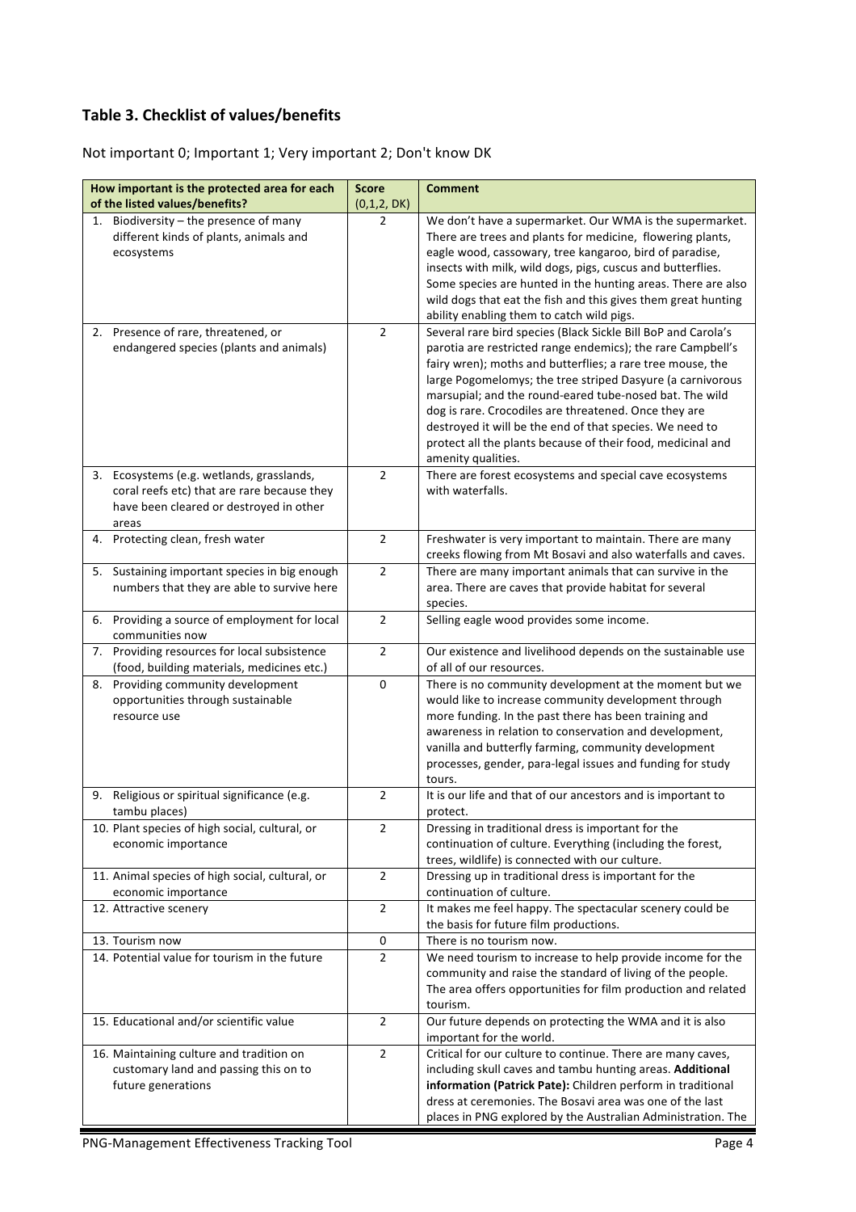## Table 3. Checklist of values/benefits

Not important 0; Important 1; Very important 2; Don't know DK

| How important is the protected area for each of the listed values/benefits? | Score (0,1,2, DK) | Comment |
|---|---|---|
| 1. Biodiversity – the presence of many different kinds of plants, animals and ecosystems | 2 | We don't have a supermarket. Our WMA is the supermarket. There are trees and plants for medicine, flowering plants, eagle wood, cassowary, tree kangaroo, bird of paradise, insects with milk, wild dogs, pigs, cuscus and butterflies. Some species are hunted in the hunting areas. There are also wild dogs that eat the fish and this gives them great hunting ability enabling them to catch wild pigs. |
| 2. Presence of rare, threatened, or endangered species (plants and animals) | 2 | Several rare bird species (Black Sickle Bill BoP and Carola's parotia are restricted range endemics); the rare Campbell's fairy wren); moths and butterflies; a rare tree mouse, the large Pogomelomys; the tree striped Dasyure (a carnivorous marsupial; and the round-eared tube-nosed bat. The wild dog is rare. Crocodiles are threatened. Once they are destroyed it will be the end of that species. We need to protect all the plants because of their food, medicinal and amenity qualities. |
| 3. Ecosystems (e.g. wetlands, grasslands, coral reefs etc) that are rare because they have been cleared or destroyed in other areas | 2 | There are forest ecosystems and special cave ecosystems with waterfalls. |
| 4. Protecting clean, fresh water | 2 | Freshwater is very important to maintain. There are many creeks flowing from Mt Bosavi and also waterfalls and caves. |
| 5. Sustaining important species in big enough numbers that they are able to survive here | 2 | There are many important animals that can survive in the area. There are caves that provide habitat for several species. |
| 6. Providing a source of employment for local communities now | 2 | Selling eagle wood provides some income. |
| 7. Providing resources for local subsistence (food, building materials, medicines etc.) | 2 | Our existence and livelihood depends on the sustainable use of all of our resources. |
| 8. Providing community development opportunities through sustainable resource use | 0 | There is no community development at the moment but we would like to increase community development through more funding. In the past there has been training and awareness in relation to conservation and development, vanilla and butterfly farming, community development processes, gender, para-legal issues and funding for study tours. |
| 9. Religious or spiritual significance (e.g. tambu places) | 2 | It is our life and that of our ancestors and is important to protect. |
| 10. Plant species of high social, cultural, or economic importance | 2 | Dressing in traditional dress is important for the continuation of culture. Everything (including the forest, trees, wildlife) is connected with our culture. |
| 11. Animal species of high social, cultural, or economic importance | 2 | Dressing up in traditional dress is important for the continuation of culture. |
| 12. Attractive scenery | 2 | It makes me feel happy. The spectacular scenery could be the basis for future film productions. |
| 13. Tourism now | 0 | There is no tourism now. |
| 14. Potential value for tourism in the future | 2 | We need tourism to increase to help provide income for the community and raise the standard of living of the people. The area offers opportunities for film production and related tourism. |
| 15. Educational and/or scientific value | 2 | Our future depends on protecting the WMA and it is also important for the world. |
| 16. Maintaining culture and tradition on customary land and passing this on to future generations | 2 | Critical for our culture to continue. There are many caves, including skull caves and tambu hunting areas. **Additional information (Patrick Pate):** Children perform in traditional dress at ceremonies. The Bosavi area was one of the last places in PNG explored by the Australian Administration. The |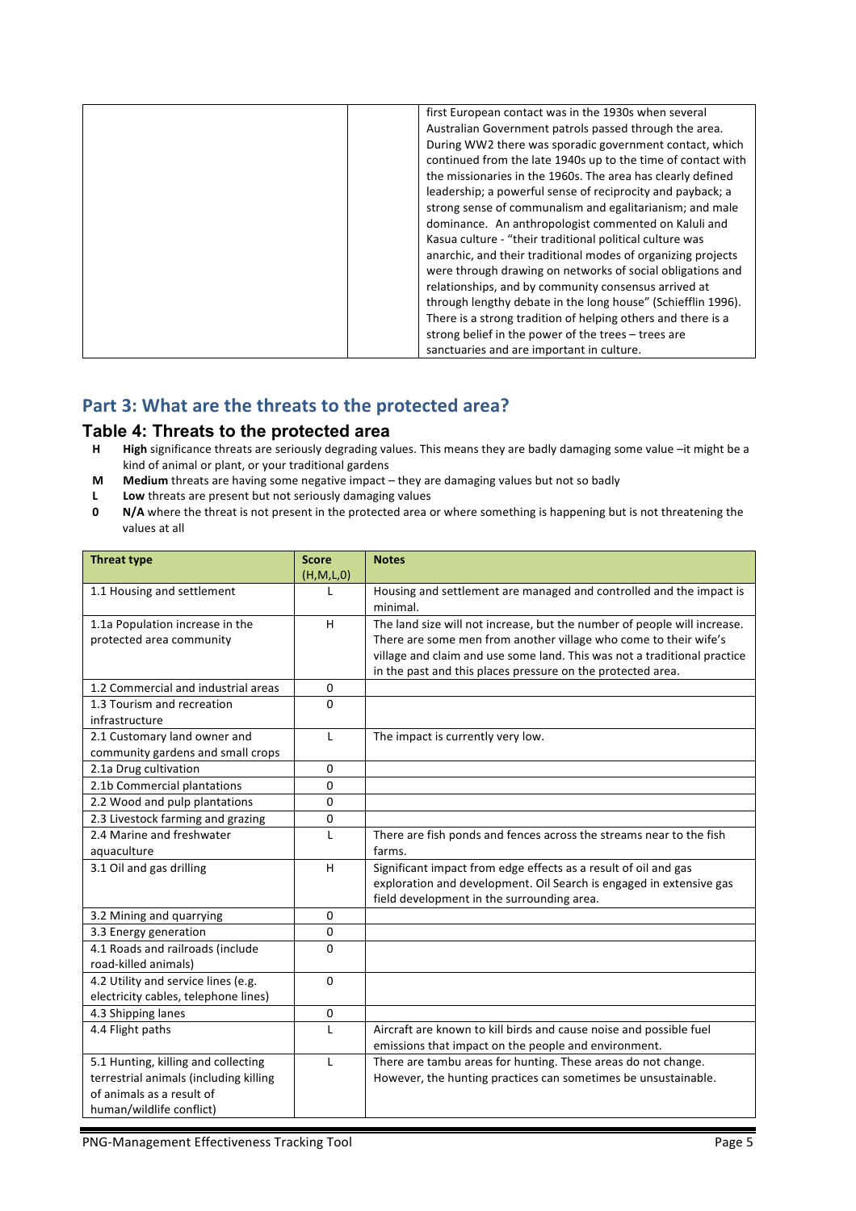| | | first European contact was in the 1930s when several Australian Government patrols passed through the area. During WW2 there was sporadic government contact, which continued from the late 1940s up to the time of contact with the missionaries in the 1960s. The area has clearly defined leadership; a powerful sense of reciprocity and payback; a strong sense of communalism and egalitarianism; and male dominance. An anthropologist commented on Kaluli and Kasua culture - "their traditional political culture was anarchic, and their traditional modes of organizing projects were through drawing on networks of social obligations and relationships, and by community consensus arrived at through lengthy debate in the long house" (Schiefflin 1996). There is a strong tradition of helping others and there is a strong belief in the power of the trees – trees are sanctuaries and are important in culture. |
|---|---|---|

## Part 3: What are the threats to the protected area?

### Table 4: Threats to the protected area

- **H** **High** significance threats are seriously degrading values. This means they are badly damaging some value –it might be a kind of animal or plant, or your traditional gardens
- **M** **Medium** threats are having some negative impact – they are damaging values but not so badly
- **L** **Low** threats are present but not seriously damaging values
- **0** **N/A** where the threat is not present in the protected area or where something is happening but is not threatening the values at all

| Threat type | Score (H,M,L,0) | Notes |
|---|---|---|
| 1.1 Housing and settlement | L | Housing and settlement are managed and controlled and the impact is minimal. |
| 1.1a Population increase in the protected area community | H | The land size will not increase, but the number of people will increase. There are some men from another village who come to their wife's village and claim and use some land. This was not a traditional practice in the past and this places pressure on the protected area. |
| 1.2 Commercial and industrial areas | 0 | |
| 1.3 Tourism and recreation infrastructure | 0 | |
| 2.1 Customary land owner and community gardens and small crops | L | The impact is currently very low. |
| 2.1a Drug cultivation | 0 | |
| 2.1b Commercial plantations | 0 | |
| 2.2 Wood and pulp plantations | 0 | |
| 2.3 Livestock farming and grazing | 0 | |
| 2.4 Marine and freshwater aquaculture | L | There are fish ponds and fences across the streams near to the fish farms. |
| 3.1 Oil and gas drilling | H | Significant impact from edge effects as a result of oil and gas exploration and development. Oil Search is engaged in extensive gas field development in the surrounding area. |
| 3.2 Mining and quarrying | 0 | |
| 3.3 Energy generation | 0 | |
| 4.1 Roads and railroads (include road-killed animals) | 0 | |
| 4.2 Utility and service lines (e.g. electricity cables, telephone lines) | 0 | |
| 4.3 Shipping lanes | 0 | |
| 4.4 Flight paths | L | Aircraft are known to kill birds and cause noise and possible fuel emissions that impact on the people and environment. |
| 5.1 Hunting, killing and collecting terrestrial animals (including killing of animals as a result of human/wildlife conflict) | L | There are tambu areas for hunting. These areas do not change. However, the hunting practices can sometimes be unsustainable. |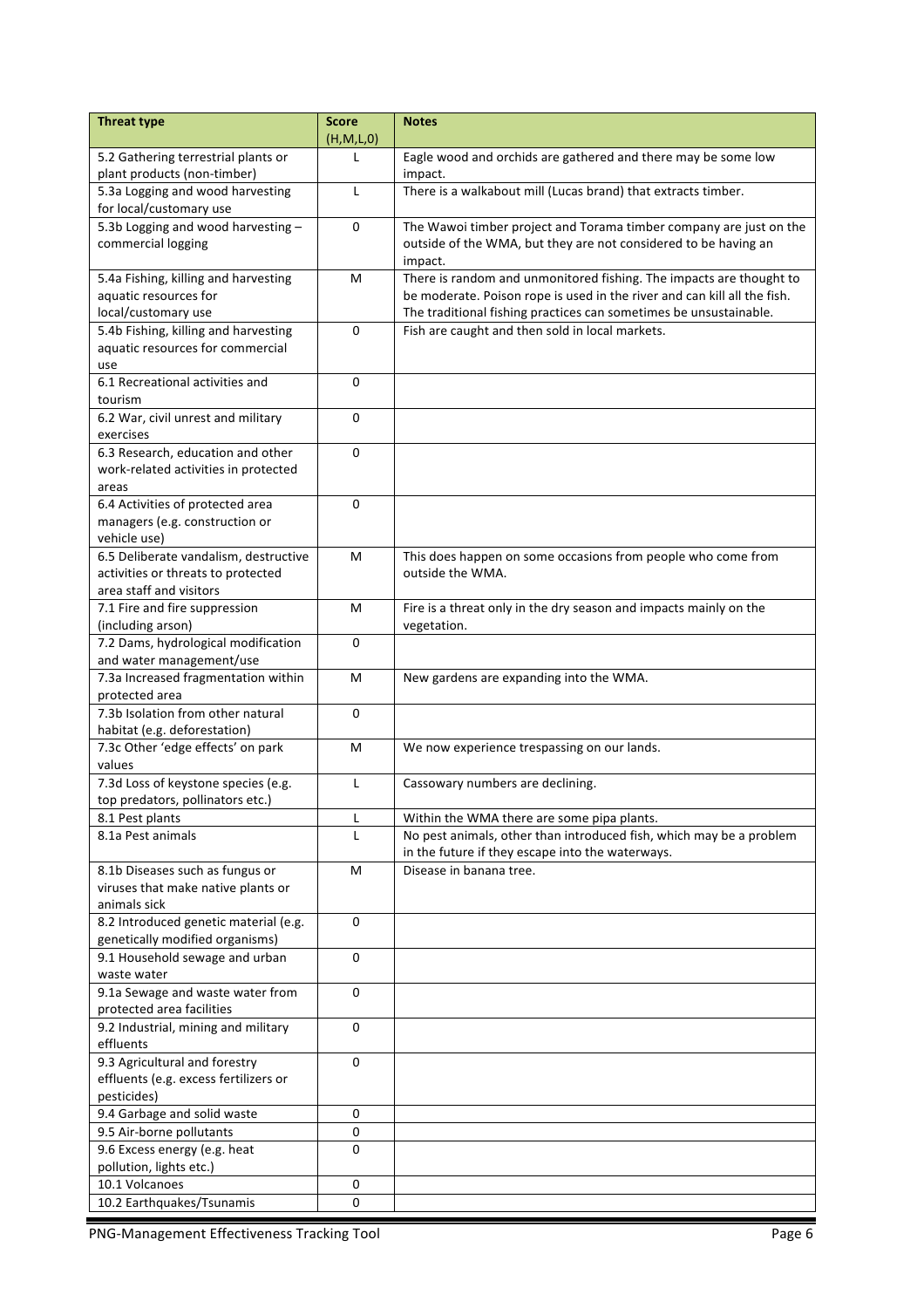| Threat type | Score (H,M,L,0) | Notes |
|---|---|---|
| 5.2 Gathering terrestrial plants or plant products (non-timber) | L | Eagle wood and orchids are gathered and there may be some low impact. |
| 5.3a Logging and wood harvesting for local/customary use | L | There is a walkabout mill (Lucas brand) that extracts timber. |
| 5.3b Logging and wood harvesting – commercial logging | 0 | The Wawoi timber project and Torama timber company are just on the outside of the WMA, but they are not considered to be having an impact. |
| 5.4a Fishing, killing and harvesting aquatic resources for local/customary use | M | There is random and unmonitored fishing. The impacts are thought to be moderate. Poison rope is used in the river and can kill all the fish. The traditional fishing practices can sometimes be unsustainable. |
| 5.4b Fishing, killing and harvesting aquatic resources for commercial use | 0 | Fish are caught and then sold in local markets. |
| 6.1 Recreational activities and tourism | 0 | |
| 6.2 War, civil unrest and military exercises | 0 | |
| 6.3 Research, education and other work-related activities in protected areas | 0 | |
| 6.4 Activities of protected area managers (e.g. construction or vehicle use) | 0 | |
| 6.5 Deliberate vandalism, destructive activities or threats to protected area staff and visitors | M | This does happen on some occasions from people who come from outside the WMA. |
| 7.1 Fire and fire suppression (including arson) | M | Fire is a threat only in the dry season and impacts mainly on the vegetation. |
| 7.2 Dams, hydrological modification and water management/use | 0 | |
| 7.3a Increased fragmentation within protected area | M | New gardens are expanding into the WMA. |
| 7.3b Isolation from other natural habitat (e.g. deforestation) | 0 | |
| 7.3c Other 'edge effects' on park values | M | We now experience trespassing on our lands. |
| 7.3d Loss of keystone species (e.g. top predators, pollinators etc.) | L | Cassowary numbers are declining. |
| 8.1 Pest plants | L | Within the WMA there are some pipa plants. |
| 8.1a Pest animals | L | No pest animals, other than introduced fish, which may be a problem in the future if they escape into the waterways. |
| 8.1b Diseases such as fungus or viruses that make native plants or animals sick | M | Disease in banana tree. |
| 8.2 Introduced genetic material (e.g. genetically modified organisms) | 0 | |
| 9.1 Household sewage and urban waste water | 0 | |
| 9.1a Sewage and waste water from protected area facilities | 0 | |
| 9.2 Industrial, mining and military effluents | 0 | |
| 9.3 Agricultural and forestry effluents (e.g. excess fertilizers or pesticides) | 0 | |
| 9.4 Garbage and solid waste | 0 | |
| 9.5 Air-borne pollutants | 0 | |
| 9.6 Excess energy (e.g. heat pollution, lights etc.) | 0 | |
| 10.1 Volcanoes | 0 | |
| 10.2 Earthquakes/Tsunamis | 0 | |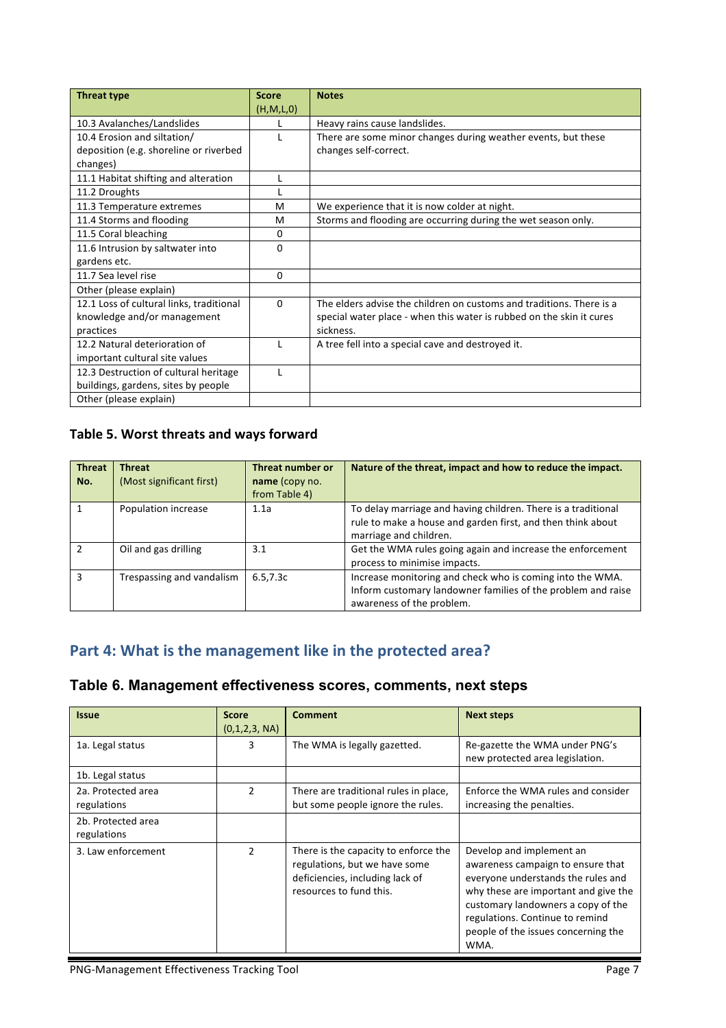| Threat type | Score (H,M,L,0) | Notes |
|---|---|---|
| 10.3 Avalanches/Landslides | L | Heavy rains cause landslides. |
| 10.4 Erosion and siltation/ deposition (e.g. shoreline or riverbed changes) | L | There are some minor changes during weather events, but these changes self-correct. |
| 11.1 Habitat shifting and alteration | L | |
| 11.2 Droughts | L | |
| 11.3 Temperature extremes | M | We experience that it is now colder at night. |
| 11.4 Storms and flooding | M | Storms and flooding are occurring during the wet season only. |
| 11.5 Coral bleaching | 0 | |
| 11.6 Intrusion by saltwater into gardens etc. | 0 | |
| 11.7 Sea level rise | 0 | |
| Other (please explain) | | |
| 12.1 Loss of cultural links, traditional knowledge and/or management practices | 0 | The elders advise the children on customs and traditions. There is a special water place - when this water is rubbed on the skin it cures sickness. |
| 12.2 Natural deterioration of important cultural site values | L | A tree fell into a special cave and destroyed it. |
| 12.3 Destruction of cultural heritage buildings, gardens, sites by people | L | |
| Other (please explain) | | |

### Table 5. Worst threats and ways forward

| Threat No. | Threat (Most significant first) | Threat number or name (copy no. from Table 4) | Nature of the threat, impact and how to reduce the impact. |
|---|---|---|---|
| 1 | Population increase | 1.1a | To delay marriage and having children. There is a traditional rule to make a house and garden first, and then think about marriage and children. |
| 2 | Oil and gas drilling | 3.1 | Get the WMA rules going again and increase the enforcement process to minimise impacts. |
| 3 | Trespassing and vandalism | 6.5,7.3c | Increase monitoring and check who is coming into the WMA. Inform customary landowner families of the problem and raise awareness of the problem. |

## Part 4: What is the management like in the protected area?

### Table 6. Management effectiveness scores, comments, next steps

| Issue | Score (0,1,2,3, NA) | Comment | Next steps |
|---|---|---|---|
| 1a. Legal status | 3 | The WMA is legally gazetted. | Re-gazette the WMA under PNG's new protected area legislation. |
| 1b. Legal status | | | |
| 2a. Protected area regulations | 2 | There are traditional rules in place, but some people ignore the rules. | Enforce the WMA rules and consider increasing the penalties. |
| 2b. Protected area regulations | | | |
| 3. Law enforcement | 2 | There is the capacity to enforce the regulations, but we have some deficiencies, including lack of resources to fund this. | Develop and implement an awareness campaign to ensure that everyone understands the rules and why these are important and give the customary landowners a copy of the regulations. Continue to remind people of the issues concerning the WMA. |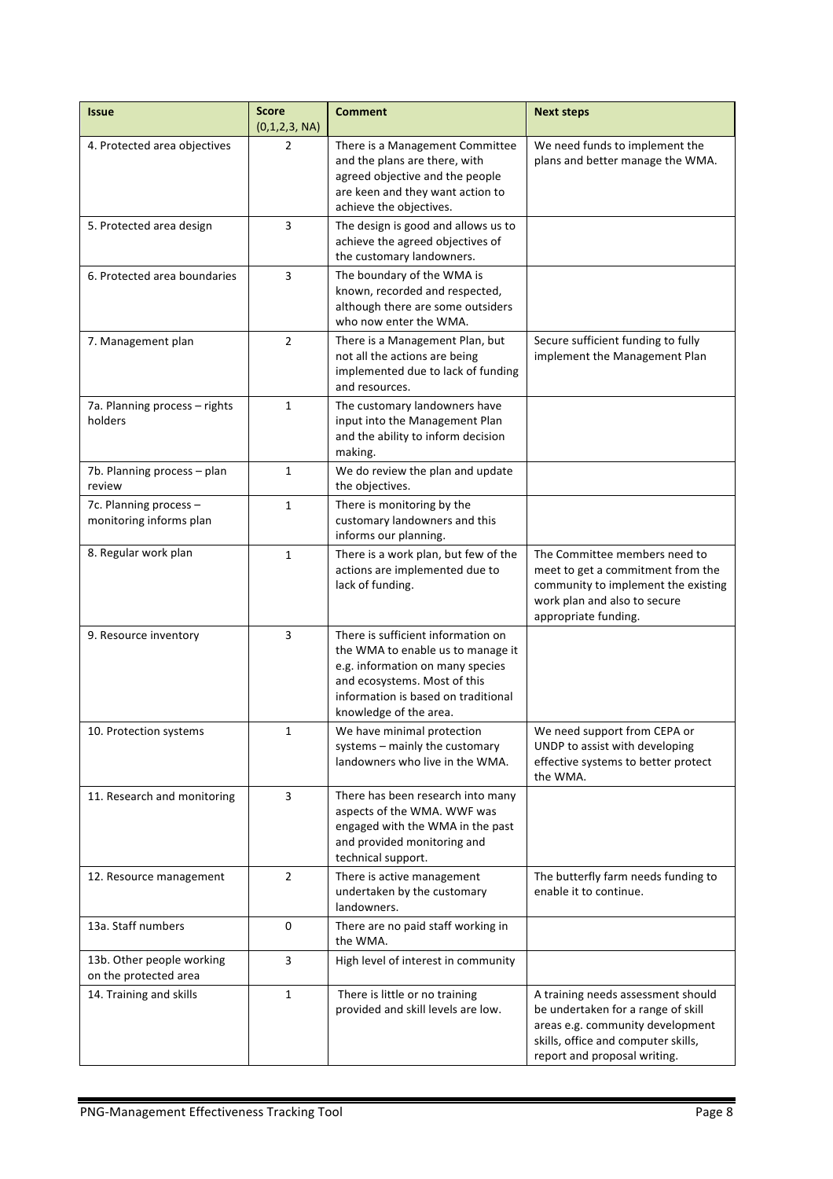| Issue | Score (0,1,2,3, NA) | Comment | Next steps |
|---|---|---|---|
| 4. Protected area objectives | 2 | There is a Management Committee and the plans are there, with agreed objective and the people are keen and they want action to achieve the objectives. | We need funds to implement the plans and better manage the WMA. |
| 5. Protected area design | 3 | The design is good and allows us to achieve the agreed objectives of the customary landowners. | |
| 6. Protected area boundaries | 3 | The boundary of the WMA is known, recorded and respected, although there are some outsiders who now enter the WMA. | |
| 7. Management plan | 2 | There is a Management Plan, but not all the actions are being implemented due to lack of funding and resources. | Secure sufficient funding to fully implement the Management Plan |
| 7a. Planning process – rights holders | 1 | The customary landowners have input into the Management Plan and the ability to inform decision making. | |
| 7b. Planning process – plan review | 1 | We do review the plan and update the objectives. | |
| 7c. Planning process – monitoring informs plan | 1 | There is monitoring by the customary landowners and this informs our planning. | |
| 8. Regular work plan | 1 | There is a work plan, but few of the actions are implemented due to lack of funding. | The Committee members need to meet to get a commitment from the community to implement the existing work plan and also to secure appropriate funding. |
| 9. Resource inventory | 3 | There is sufficient information on the WMA to enable us to manage it e.g. information on many species and ecosystems. Most of this information is based on traditional knowledge of the area. | |
| 10. Protection systems | 1 | We have minimal protection systems – mainly the customary landowners who live in the WMA. | We need support from CEPA or UNDP to assist with developing effective systems to better protect the WMA. |
| 11. Research and monitoring | 3 | There has been research into many aspects of the WMA. WWF was engaged with the WMA in the past and provided monitoring and technical support. | |
| 12. Resource management | 2 | There is active management undertaken by the customary landowners. | The butterfly farm needs funding to enable it to continue. |
| 13a. Staff numbers | 0 | There are no paid staff working in the WMA. | |
| 13b. Other people working on the protected area | 3 | High level of interest in community | |
| 14. Training and skills | 1 | There is little or no training provided and skill levels are low. | A training needs assessment should be undertaken for a range of skill areas e.g. community development skills, office and computer skills, report and proposal writing. |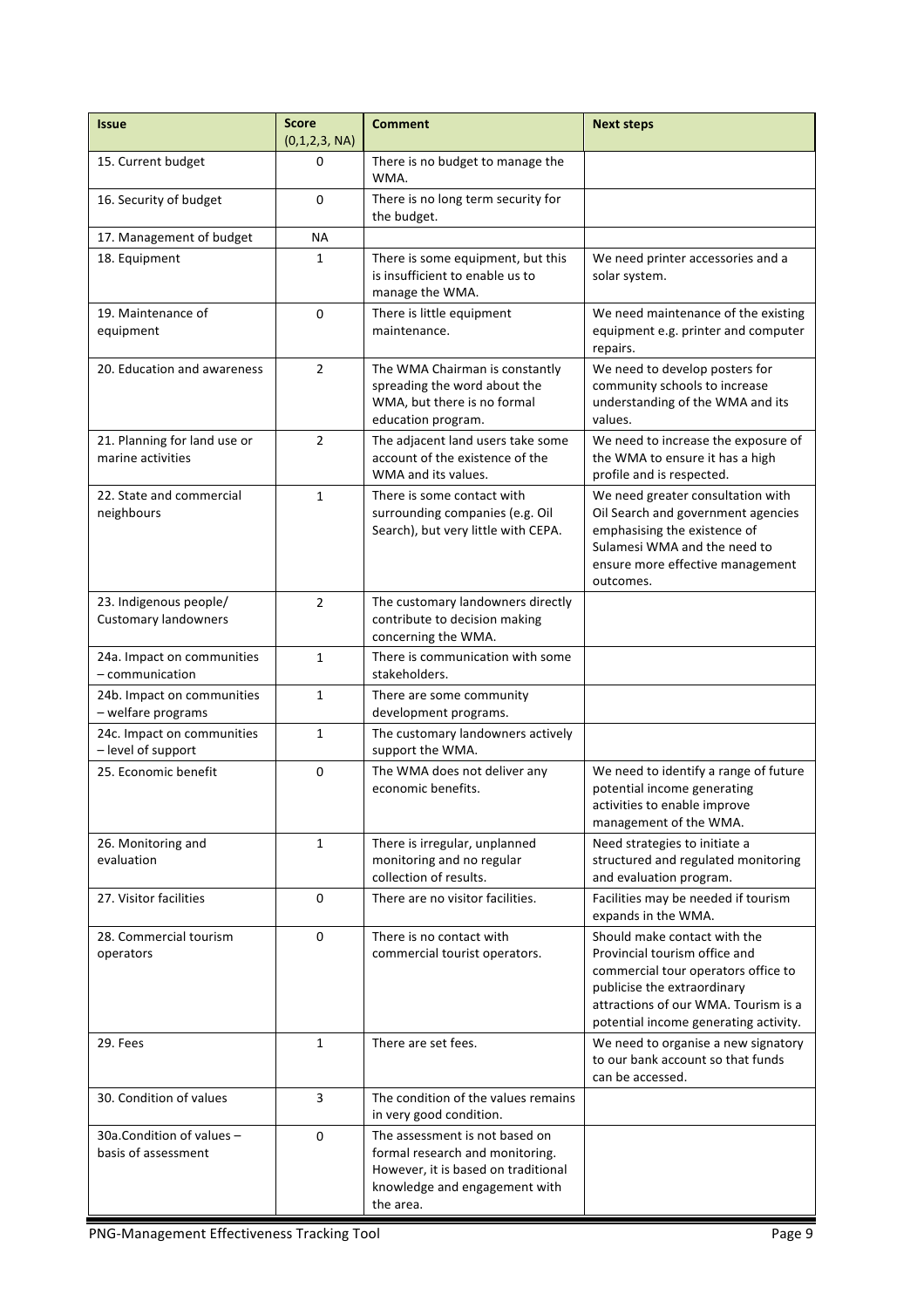| Issue | Score (0,1,2,3, NA) | Comment | Next steps |
|---|---|---|---|
| 15. Current budget | 0 | There is no budget to manage the WMA. | |
| 16. Security of budget | 0 | There is no long term security for the budget. | |
| 17. Management of budget | NA | | |
| 18. Equipment | 1 | There is some equipment, but this is insufficient to enable us to manage the WMA. | We need printer accessories and a solar system. |
| 19. Maintenance of equipment | 0 | There is little equipment maintenance. | We need maintenance of the existing equipment e.g. printer and computer repairs. |
| 20. Education and awareness | 2 | The WMA Chairman is constantly spreading the word about the WMA, but there is no formal education program. | We need to develop posters for community schools to increase understanding of the WMA and its values. |
| 21. Planning for land use or marine activities | 2 | The adjacent land users take some account of the existence of the WMA and its values. | We need to increase the exposure of the WMA to ensure it has a high profile and is respected. |
| 22. State and commercial neighbours | 1 | There is some contact with surrounding companies (e.g. Oil Search), but very little with CEPA. | We need greater consultation with Oil Search and government agencies emphasising the existence of Sulamesi WMA and the need to ensure more effective management outcomes. |
| 23. Indigenous people/ Customary landowners | 2 | The customary landowners directly contribute to decision making concerning the WMA. | |
| 24a. Impact on communities – communication | 1 | There is communication with some stakeholders. | |
| 24b. Impact on communities – welfare programs | 1 | There are some community development programs. | |
| 24c. Impact on communities – level of support | 1 | The customary landowners actively support the WMA. | |
| 25. Economic benefit | 0 | The WMA does not deliver any economic benefits. | We need to identify a range of future potential income generating activities to enable improve management of the WMA. |
| 26. Monitoring and evaluation | 1 | There is irregular, unplanned monitoring and no regular collection of results. | Need strategies to initiate a structured and regulated monitoring and evaluation program. |
| 27. Visitor facilities | 0 | There are no visitor facilities. | Facilities may be needed if tourism expands in the WMA. |
| 28. Commercial tourism operators | 0 | There is no contact with commercial tourist operators. | Should make contact with the Provincial tourism office and commercial tour operators office to publicise the extraordinary attractions of our WMA. Tourism is a potential income generating activity. |
| 29. Fees | 1 | There are set fees. | We need to organise a new signatory to our bank account so that funds can be accessed. |
| 30. Condition of values | 3 | The condition of the values remains in very good condition. | |
| 30a.Condition of values – basis of assessment | 0 | The assessment is not based on formal research and monitoring. However, it is based on traditional knowledge and engagement with the area. | |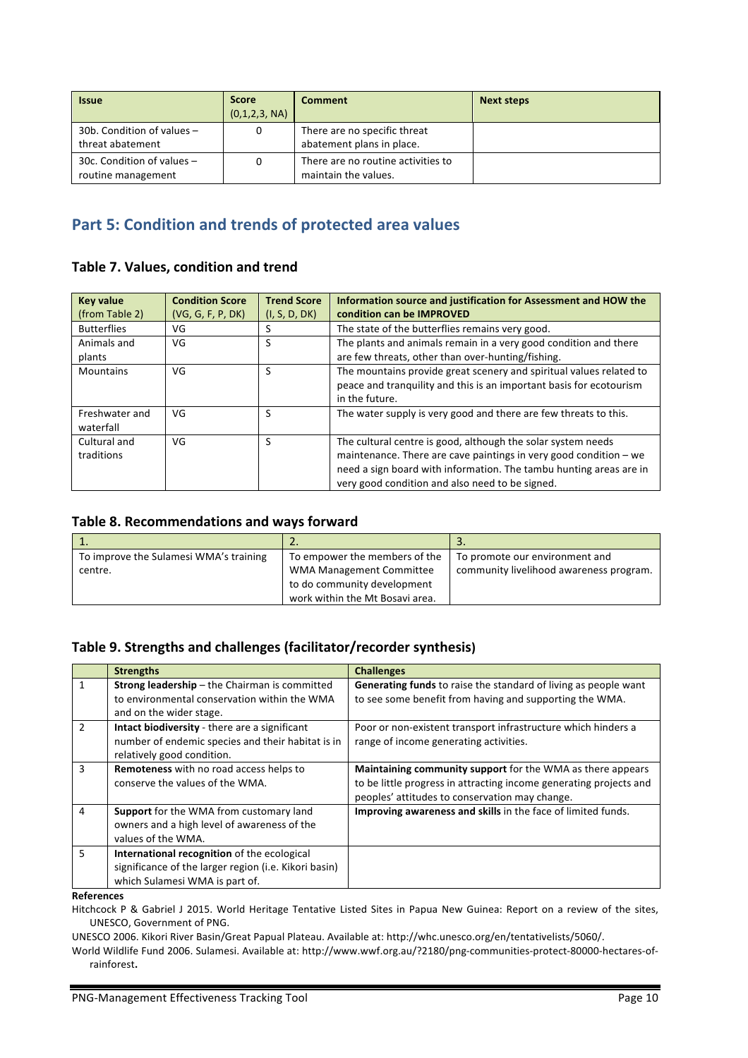| Issue | Score (0,1,2,3, NA) | Comment | Next steps |
|---|---|---|---|
| 30b. Condition of values – threat abatement | 0 | There are no specific threat abatement plans in place. | |
| 30c. Condition of values – routine management | 0 | There are no routine activities to maintain the values. | |

## Part 5: Condition and trends of protected area values

### Table 7. Values, condition and trend

| Key value (from Table 2) | Condition Score (VG, G, F, P, DK) | Trend Score (I, S, D, DK) | Information source and justification for Assessment and HOW the condition can be IMPROVED |
|---|---|---|---|
| Butterflies | VG | S | The state of the butterflies remains very good. |
| Animals and plants | VG | S | The plants and animals remain in a very good condition and there are few threats, other than over-hunting/fishing. |
| Mountains | VG | S | The mountains provide great scenery and spiritual values related to peace and tranquility and this is an important basis for ecotourism in the future. |
| Freshwater and waterfall | VG | S | The water supply is very good and there are few threats to this. |
| Cultural and traditions | VG | S | The cultural centre is good, although the solar system needs maintenance. There are cave paintings in very good condition – we need a sign board with information. The tambu hunting areas are in very good condition and also need to be signed. |

### Table 8. Recommendations and ways forward

| 1. | 2. | 3. |
|---|---|---|
| To improve the Sulamesi WMA's training centre. | To empower the members of the WMA Management Committee to do community development work within the Mt Bosavi area. | To promote our environment and community livelihood awareness program. |

### Table 9. Strengths and challenges (facilitator/recorder synthesis)

| | Strengths | Challenges |
|---|---|---|
| 1 | **Strong leadership** – the Chairman is committed to environmental conservation within the WMA and on the wider stage. | **Generating funds** to raise the standard of living as people want to see some benefit from having and supporting the WMA. |
| 2 | **Intact biodiversity** - there are a significant number of endemic species and their habitat is in relatively good condition. | Poor or non-existent transport infrastructure which hinders a range of income generating activities. |
| 3 | **Remoteness** with no road access helps to conserve the values of the WMA. | **Maintaining community support** for the WMA as there appears to be little progress in attracting income generating projects and peoples' attitudes to conservation may change. |
| 4 | **Support** for the WMA from customary land owners and a high level of awareness of the values of the WMA. | **Improving awareness and skills** in the face of limited funds. |
| 5 | **International recognition** of the ecological significance of the larger region (i.e. Kikori basin) which Sulamesi WMA is part of. | |

**References**

Hitchcock P & Gabriel J 2015. World Heritage Tentative Listed Sites in Papua New Guinea: Report on a review of the sites, UNESCO, Government of PNG.

UNESCO 2006. Kikori River Basin/Great Papual Plateau. Available at: http://whc.unesco.org/en/tentativelists/5060/.

World Wildlife Fund 2006. Sulamesi. Available at: http://www.wwf.org.au/?2180/png-communities-protect-80000-hectares-of-rainforest.